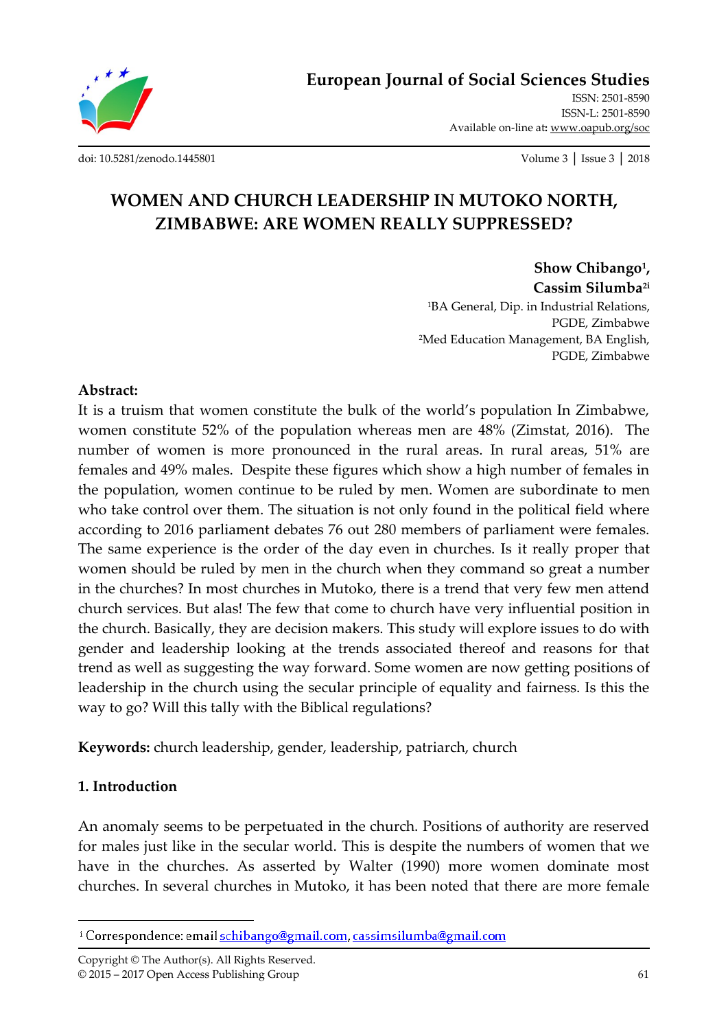# WOMEN AND CHURCH LEADERSHIP IN MUTOKO NORTH, ZIMBABWE: ARE WOMEN REALLY SUPPRESSED?

**Show Chibango[1], Cassim Silumba[2i]**

[1]BA General, Dip. in Industrial Relations, PGDE, Zimbabwe
[2]Med Education Management, BA English, PGDE, Zimbabwe

**Abstract:**

It is a truism that women constitute the bulk of the world's population In Zimbabwe, women constitute 52% of the population whereas men are 48% (Zimstat, 2016). The number of women is more pronounced in the rural areas. In rural areas, 51% are females and 49% males. Despite these figures which show a high number of females in the population, women continue to be ruled by men. Women are subordinate to men who take control over them. The situation is not only found in the political field where according to 2016 parliament debates 76 out 280 members of parliament were females. The same experience is the order of the day even in churches. Is it really proper that women should be ruled by men in the church when they command so great a number in the churches? In most churches in Mutoko, there is a trend that very few men attend church services. But alas! The few that come to church have very influential position in the church. Basically, they are decision makers. This study will explore issues to do with gender and leadership looking at the trends associated thereof and reasons for that trend as well as suggesting the way forward. Some women are now getting positions of leadership in the church using the secular principle of equality and fairness. Is this the way to go? Will this tally with the Biblical regulations?

**Keywords:** church leadership, gender, leadership, patriarch, church

## 1. Introduction

An anomaly seems to be perpetuated in the church. Positions of authority are reserved for males just like in the secular world. This is despite the numbers of women that we have in the churches. As asserted by Walter (1990) more women dominate most churches. In several churches in Mutoko, it has been noted that there are more female

[i] Correspondence: email schibango@gmail.com, cassimsilumba@gmail.com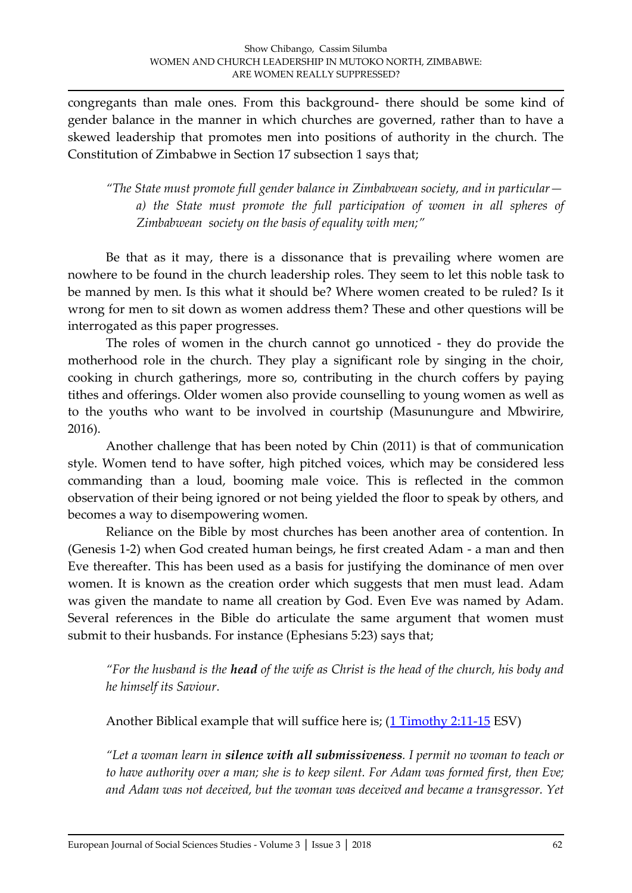congregants than male ones. From this background- there should be some kind of gender balance in the manner in which churches are governed, rather than to have a skewed leadership that promotes men into positions of authority in the church. The Constitution of Zimbabwe in Section 17 subsection 1 says that;

> *"The State must promote full gender balance in Zimbabwean society, and in particular—*
> *a) the State must promote the full participation of women in all spheres of Zimbabwean society on the basis of equality with men;"*

Be that as it may, there is a dissonance that is prevailing where women are nowhere to be found in the church leadership roles. They seem to let this noble task to be manned by men. Is this what it should be? Where women created to be ruled? Is it wrong for men to sit down as women address them? These and other questions will be interrogated as this paper progresses.

The roles of women in the church cannot go unnoticed - they do provide the motherhood role in the church. They play a significant role by singing in the choir, cooking in church gatherings, more so, contributing in the church coffers by paying tithes and offerings. Older women also provide counselling to young women as well as to the youths who want to be involved in courtship (Masunungure and Mbwirire, 2016).

Another challenge that has been noted by Chin (2011) is that of communication style. Women tend to have softer, high pitched voices, which may be considered less commanding than a loud, booming male voice. This is reflected in the common observation of their being ignored or not being yielded the floor to speak by others, and becomes a way to disempowering women.

Reliance on the Bible by most churches has been another area of contention. In (Genesis 1-2) when God created human beings, he first created Adam - a man and then Eve thereafter. This has been used as a basis for justifying the dominance of men over women. It is known as the creation order which suggests that men must lead. Adam was given the mandate to name all creation by God. Even Eve was named by Adam. Several references in the Bible do articulate the same argument that women must submit to their husbands. For instance (Ephesians 5:23) says that;

> *"For the husband is the **head** of the wife as Christ is the head of the church, his body and he himself its Saviour.*

Another Biblical example that will suffice here is; (1 Timothy 2:11-15 ESV)

> *"Let a woman learn in **silence with all submissiveness**. I permit no woman to teach or to have authority over a man; she is to keep silent. For Adam was formed first, then Eve; and Adam was not deceived, but the woman was deceived and became a transgressor. Yet*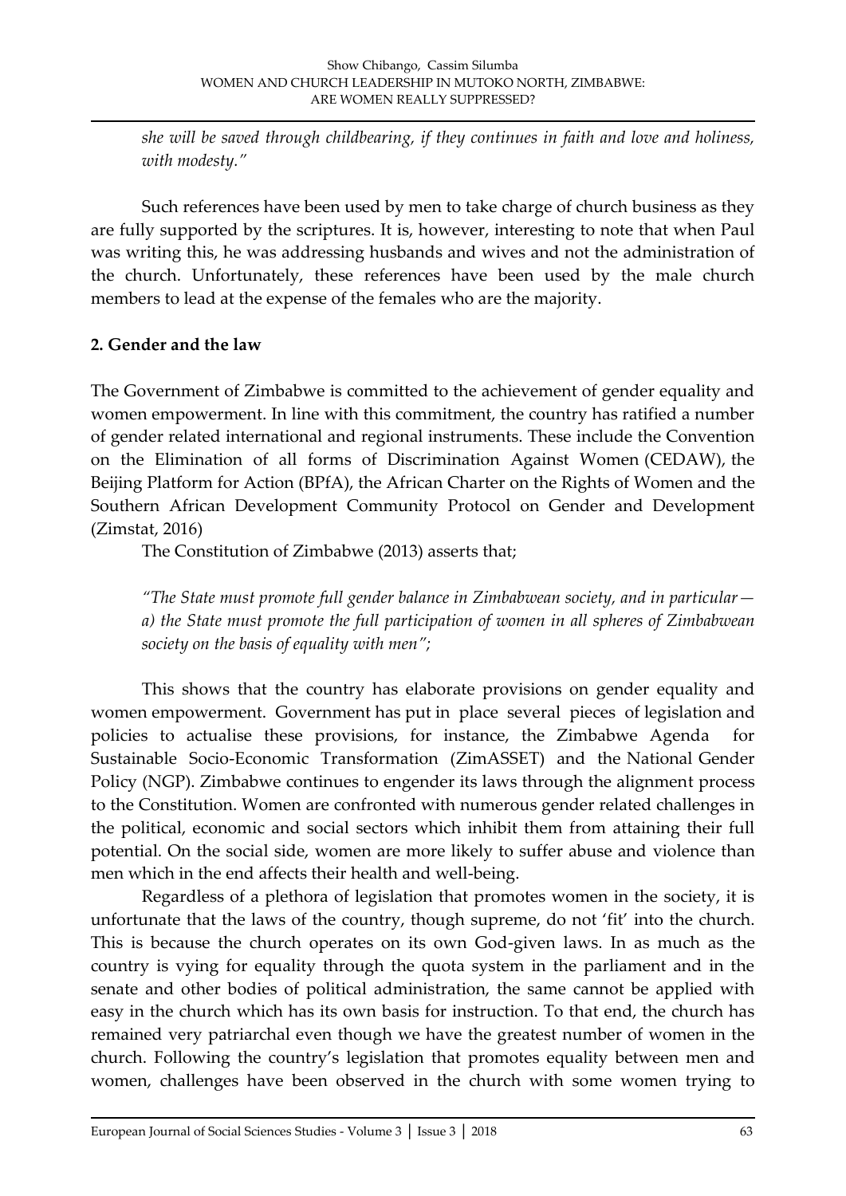*she will be saved through childbearing, if they continues in faith and love and holiness, with modesty."*

Such references have been used by men to take charge of church business as they are fully supported by the scriptures. It is, however, interesting to note that when Paul was writing this, he was addressing husbands and wives and not the administration of the church. Unfortunately, these references have been used by the male church members to lead at the expense of the females who are the majority.

## 2. Gender and the law

The Government of Zimbabwe is committed to the achievement of gender equality and women empowerment. In line with this commitment, the country has ratified a number of gender related international and regional instruments. These include the Convention on the Elimination of all forms of Discrimination Against Women (CEDAW), the Beijing Platform for Action (BPfA), the African Charter on the Rights of Women and the Southern African Development Community Protocol on Gender and Development (Zimstat, 2016)

The Constitution of Zimbabwe (2013) asserts that;

*"The State must promote full gender balance in Zimbabwean society, and in particular— a) the State must promote the full participation of women in all spheres of Zimbabwean society on the basis of equality with men";*

This shows that the country has elaborate provisions on gender equality and women empowerment. Government has put in place several pieces of legislation and policies to actualise these provisions, for instance, the Zimbabwe Agenda for Sustainable Socio-Economic Transformation (ZimASSET) and the National Gender Policy (NGP). Zimbabwe continues to engender its laws through the alignment process to the Constitution. Women are confronted with numerous gender related challenges in the political, economic and social sectors which inhibit them from attaining their full potential. On the social side, women are more likely to suffer abuse and violence than men which in the end affects their health and well-being.

Regardless of a plethora of legislation that promotes women in the society, it is unfortunate that the laws of the country, though supreme, do not 'fit' into the church. This is because the church operates on its own God-given laws. In as much as the country is vying for equality through the quota system in the parliament and in the senate and other bodies of political administration, the same cannot be applied with easy in the church which has its own basis for instruction. To that end, the church has remained very patriarchal even though we have the greatest number of women in the church. Following the country's legislation that promotes equality between men and women, challenges have been observed in the church with some women trying to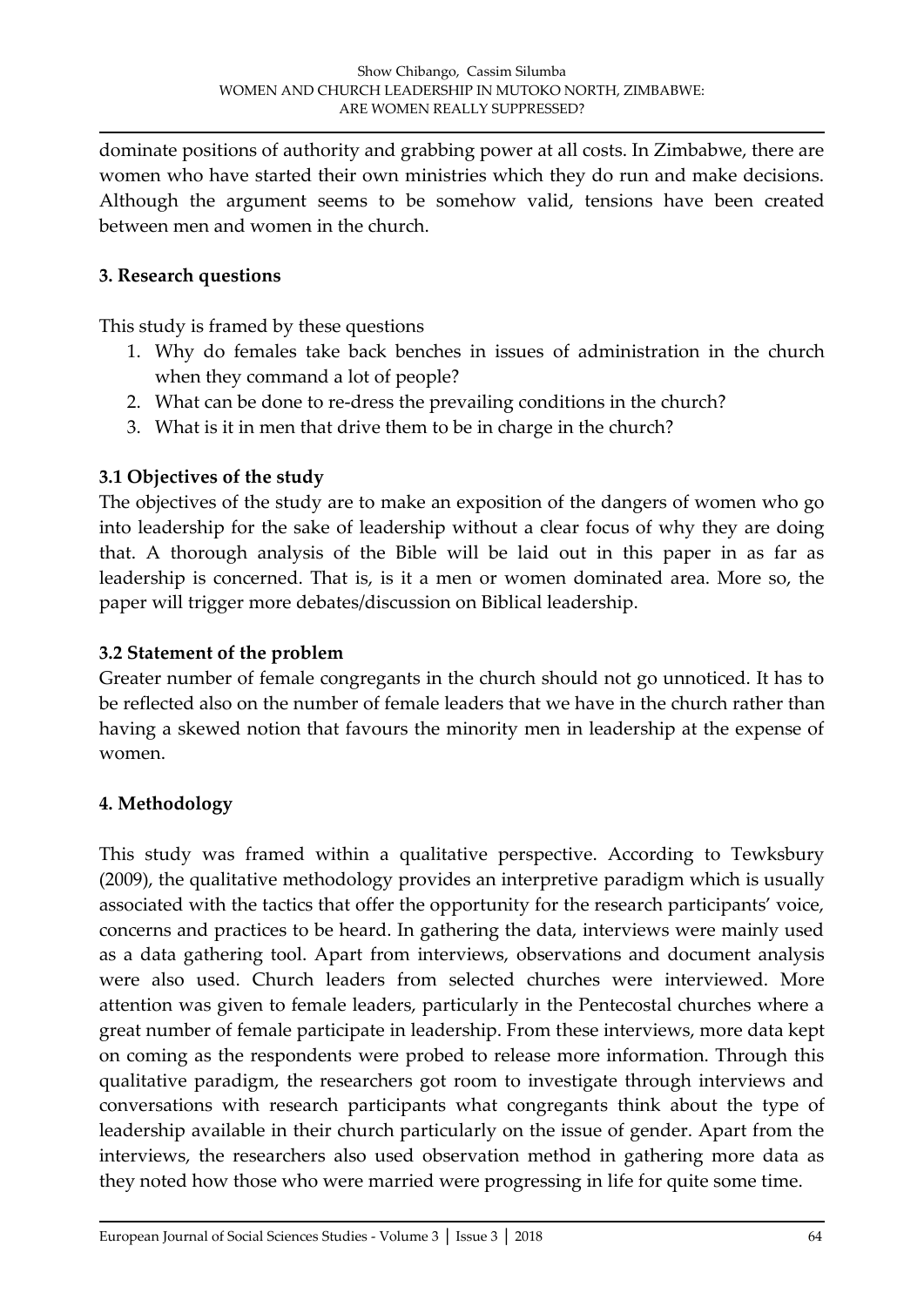dominate positions of authority and grabbing power at all costs. In Zimbabwe, there are women who have started their own ministries which they do run and make decisions. Although the argument seems to be somehow valid, tensions have been created between men and women in the church.

## 3. Research questions

This study is framed by these questions

1. Why do females take back benches in issues of administration in the church when they command a lot of people?
2. What can be done to re-dress the prevailing conditions in the church?
3. What is it in men that drive them to be in charge in the church?

### 3.1 Objectives of the study

The objectives of the study are to make an exposition of the dangers of women who go into leadership for the sake of leadership without a clear focus of why they are doing that. A thorough analysis of the Bible will be laid out in this paper in as far as leadership is concerned. That is, is it a men or women dominated area. More so, the paper will trigger more debates/discussion on Biblical leadership.

### 3.2 Statement of the problem

Greater number of female congregants in the church should not go unnoticed. It has to be reflected also on the number of female leaders that we have in the church rather than having a skewed notion that favours the minority men in leadership at the expense of women.

## 4. Methodology

This study was framed within a qualitative perspective. According to Tewksbury (2009), the qualitative methodology provides an interpretive paradigm which is usually associated with the tactics that offer the opportunity for the research participants' voice, concerns and practices to be heard. In gathering the data, interviews were mainly used as a data gathering tool. Apart from interviews, observations and document analysis were also used. Church leaders from selected churches were interviewed. More attention was given to female leaders, particularly in the Pentecostal churches where a great number of female participate in leadership. From these interviews, more data kept on coming as the respondents were probed to release more information. Through this qualitative paradigm, the researchers got room to investigate through interviews and conversations with research participants what congregants think about the type of leadership available in their church particularly on the issue of gender. Apart from the interviews, the researchers also used observation method in gathering more data as they noted how those who were married were progressing in life for quite some time.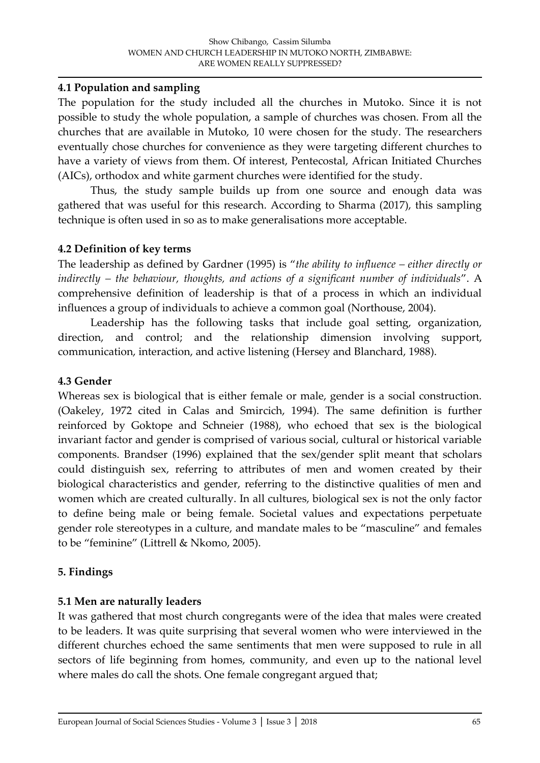### 4.1 Population and sampling

The population for the study included all the churches in Mutoko. Since it is not possible to study the whole population, a sample of churches was chosen. From all the churches that are available in Mutoko, 10 were chosen for the study. The researchers eventually chose churches for convenience as they were targeting different churches to have a variety of views from them. Of interest, Pentecostal, African Initiated Churches (AICs), orthodox and white garment churches were identified for the study.

Thus, the study sample builds up from one source and enough data was gathered that was useful for this research. According to Sharma (2017), this sampling technique is often used in so as to make generalisations more acceptable.

### 4.2 Definition of key terms

The leadership as defined by Gardner (1995) is "*the ability to influence – either directly or indirectly – the behaviour, thoughts, and actions of a significant number of individuals*". A comprehensive definition of leadership is that of a process in which an individual influences a group of individuals to achieve a common goal (Northouse, 2004).

Leadership has the following tasks that include goal setting, organization, direction, and control; and the relationship dimension involving support, communication, interaction, and active listening (Hersey and Blanchard, 1988).

### 4.3 Gender

Whereas sex is biological that is either female or male, gender is a social construction. (Oakeley, 1972 cited in Calas and Smircich, 1994). The same definition is further reinforced by Goktope and Schneier (1988), who echoed that sex is the biological invariant factor and gender is comprised of various social, cultural or historical variable components. Brandser (1996) explained that the sex/gender split meant that scholars could distinguish sex, referring to attributes of men and women created by their biological characteristics and gender, referring to the distinctive qualities of men and women which are created culturally. In all cultures, biological sex is not the only factor to define being male or being female. Societal values and expectations perpetuate gender role stereotypes in a culture, and mandate males to be "masculine" and females to be "feminine" (Littrell & Nkomo, 2005).

## 5. Findings

### 5.1 Men are naturally leaders

It was gathered that most church congregants were of the idea that males were created to be leaders. It was quite surprising that several women who were interviewed in the different churches echoed the same sentiments that men were supposed to rule in all sectors of life beginning from homes, community, and even up to the national level where males do call the shots. One female congregant argued that;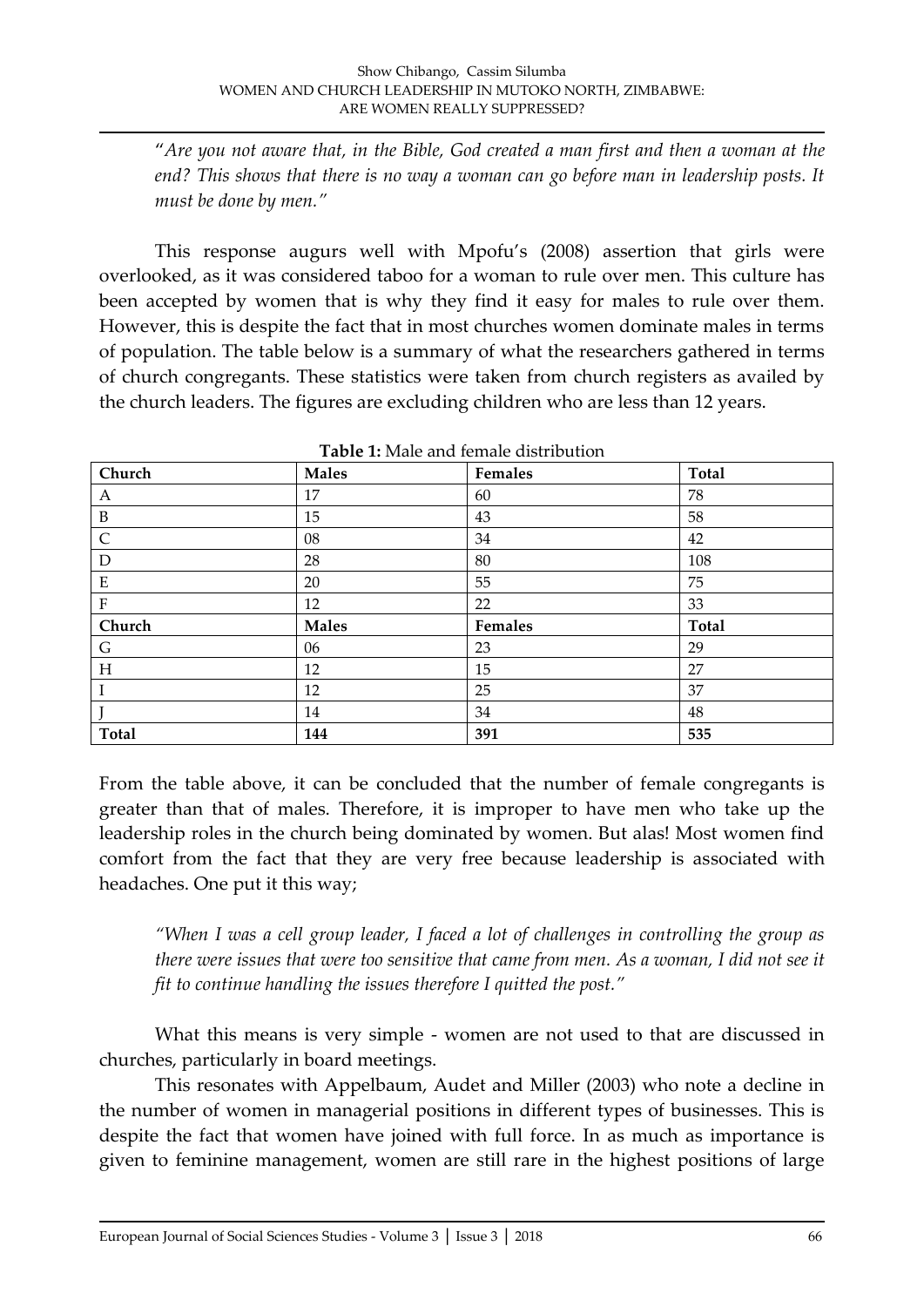"*Are you not aware that, in the Bible, God created a man first and then a woman at the end? This shows that there is no way a woman can go before man in leadership posts. It must be done by men.*"

This response augurs well with Mpofu's (2008) assertion that girls were overlooked, as it was considered taboo for a woman to rule over men. This culture has been accepted by women that is why they find it easy for males to rule over them. However, this is despite the fact that in most churches women dominate males in terms of population. The table below is a summary of what the researchers gathered in terms of church congregants. These statistics were taken from church registers as availed by the church leaders. The figures are excluding children who are less than 12 years.

**Table 1:** Male and female distribution

| Church | Males | Females | Total |
|---|---|---|---|
| A | 17 | 60 | 78 |
| B | 15 | 43 | 58 |
| C | 08 | 34 | 42 |
| D | 28 | 80 | 108 |
| E | 20 | 55 | 75 |
| F | 12 | 22 | 33 |
| **Church** | **Males** | **Females** | **Total** |
| G | 06 | 23 | 29 |
| H | 12 | 15 | 27 |
| I | 12 | 25 | 37 |
| J | 14 | 34 | 48 |
| **Total** | **144** | **391** | **535** |

From the table above, it can be concluded that the number of female congregants is greater than that of males. Therefore, it is improper to have men who take up the leadership roles in the church being dominated by women. But alas! Most women find comfort from the fact that they are very free because leadership is associated with headaches. One put it this way;

*"When I was a cell group leader, I faced a lot of challenges in controlling the group as there were issues that were too sensitive that came from men. As a woman, I did not see it fit to continue handling the issues therefore I quitted the post."*

What this means is very simple - women are not used to that are discussed in churches, particularly in board meetings.

This resonates with Appelbaum, Audet and Miller (2003) who note a decline in the number of women in managerial positions in different types of businesses. This is despite the fact that women have joined with full force. In as much as importance is given to feminine management, women are still rare in the highest positions of large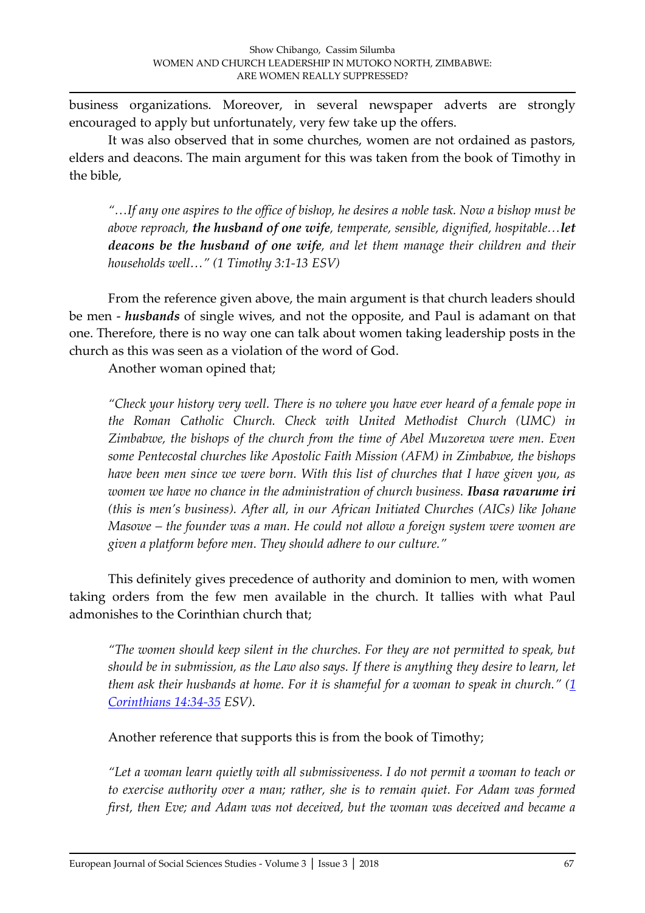business organizations. Moreover, in several newspaper adverts are strongly encouraged to apply but unfortunately, very few take up the offers.

It was also observed that in some churches, women are not ordained as pastors, elders and deacons. The main argument for this was taken from the book of Timothy in the bible,

> *"…If any one aspires to the office of bishop, he desires a noble task. Now a bishop must be above reproach,* ***the husband of one wife****, temperate, sensible, dignified, hospitable…****let deacons be the husband of one wife****, and let them manage their children and their households well…" (1 Timothy 3:1-13 ESV)*

From the reference given above, the main argument is that church leaders should be men - ***husbands*** of single wives, and not the opposite, and Paul is adamant on that one. Therefore, there is no way one can talk about women taking leadership posts in the church as this was seen as a violation of the word of God.

Another woman opined that;

> *"Check your history very well. There is no where you have ever heard of a female pope in the Roman Catholic Church. Check with United Methodist Church (UMC) in Zimbabwe, the bishops of the church from the time of Abel Muzorewa were men. Even some Pentecostal churches like Apostolic Faith Mission (AFM) in Zimbabwe, the bishops have been men since we were born. With this list of churches that I have given you, as women we have no chance in the administration of church business.* ***Ibasa ravarume iri*** *(this is men's business). After all, in our African Initiated Churches (AICs) like Johane Masowe – the founder was a man. He could not allow a foreign system were women are given a platform before men. They should adhere to our culture."*

This definitely gives precedence of authority and dominion to men, with women taking orders from the few men available in the church. It tallies with what Paul admonishes to the Corinthian church that;

> *"The women should keep silent in the churches. For they are not permitted to speak, but should be in submission, as the Law also says. If there is anything they desire to learn, let them ask their husbands at home. For it is shameful for a woman to speak in church." (1 Corinthians 14:34-35 ESV).*

Another reference that supports this is from the book of Timothy;

> *"Let a woman learn quietly with all submissiveness. I do not permit a woman to teach or to exercise authority over a man; rather, she is to remain quiet. For Adam was formed first, then Eve; and Adam was not deceived, but the woman was deceived and became a*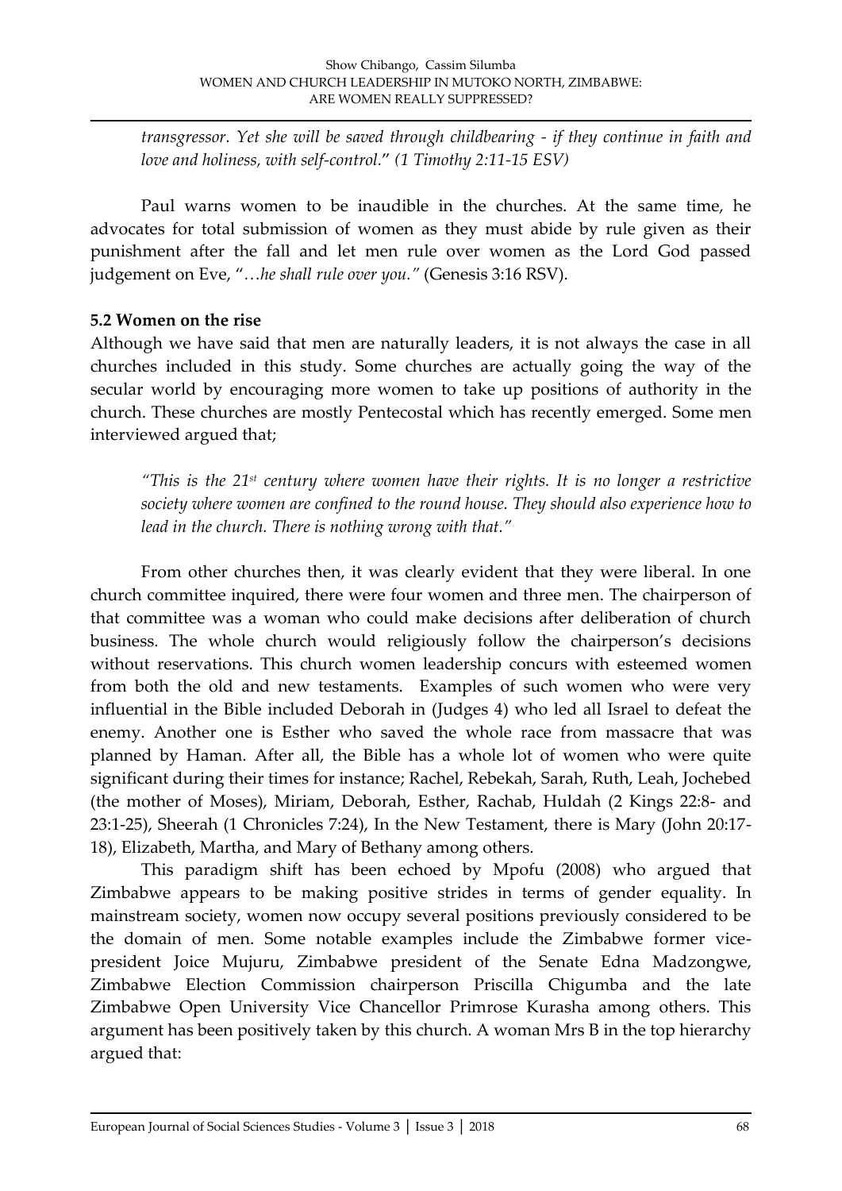*transgressor. Yet she will be saved through childbearing - if they continue in faith and love and holiness, with self-control.*" *(1 Timothy 2:11-15 ESV)*

Paul warns women to be inaudible in the churches. At the same time, he advocates for total submission of women as they must abide by rule given as their punishment after the fall and let men rule over women as the Lord God passed judgement on Eve, "*…he shall rule over you."* (Genesis 3:16 RSV).

### 5.2 Women on the rise

Although we have said that men are naturally leaders, it is not always the case in all churches included in this study. Some churches are actually going the way of the secular world by encouraging more women to take up positions of authority in the church. These churches are mostly Pentecostal which has recently emerged. Some men interviewed argued that;

> *"This is the 21st century where women have their rights. It is no longer a restrictive society where women are confined to the round house. They should also experience how to lead in the church. There is nothing wrong with that."*

From other churches then, it was clearly evident that they were liberal. In one church committee inquired, there were four women and three men. The chairperson of that committee was a woman who could make decisions after deliberation of church business. The whole church would religiously follow the chairperson's decisions without reservations. This church women leadership concurs with esteemed women from both the old and new testaments. Examples of such women who were very influential in the Bible included Deborah in (Judges 4) who led all Israel to defeat the enemy. Another one is Esther who saved the whole race from massacre that was planned by Haman. After all, the Bible has a whole lot of women who were quite significant during their times for instance; Rachel, Rebekah, Sarah, Ruth, Leah, Jochebed (the mother of Moses), Miriam, Deborah, Esther, Rachab, Huldah (2 Kings 22:8- and 23:1-25), Sheerah (1 Chronicles 7:24), In the New Testament, there is Mary (John 20:17-18), Elizabeth, Martha, and Mary of Bethany among others.

This paradigm shift has been echoed by Mpofu (2008) who argued that Zimbabwe appears to be making positive strides in terms of gender equality. In mainstream society, women now occupy several positions previously considered to be the domain of men. Some notable examples include the Zimbabwe former vice-president Joice Mujuru, Zimbabwe president of the Senate Edna Madzongwe, Zimbabwe Election Commission chairperson Priscilla Chigumba and the late Zimbabwe Open University Vice Chancellor Primrose Kurasha among others. This argument has been positively taken by this church. A woman Mrs B in the top hierarchy argued that: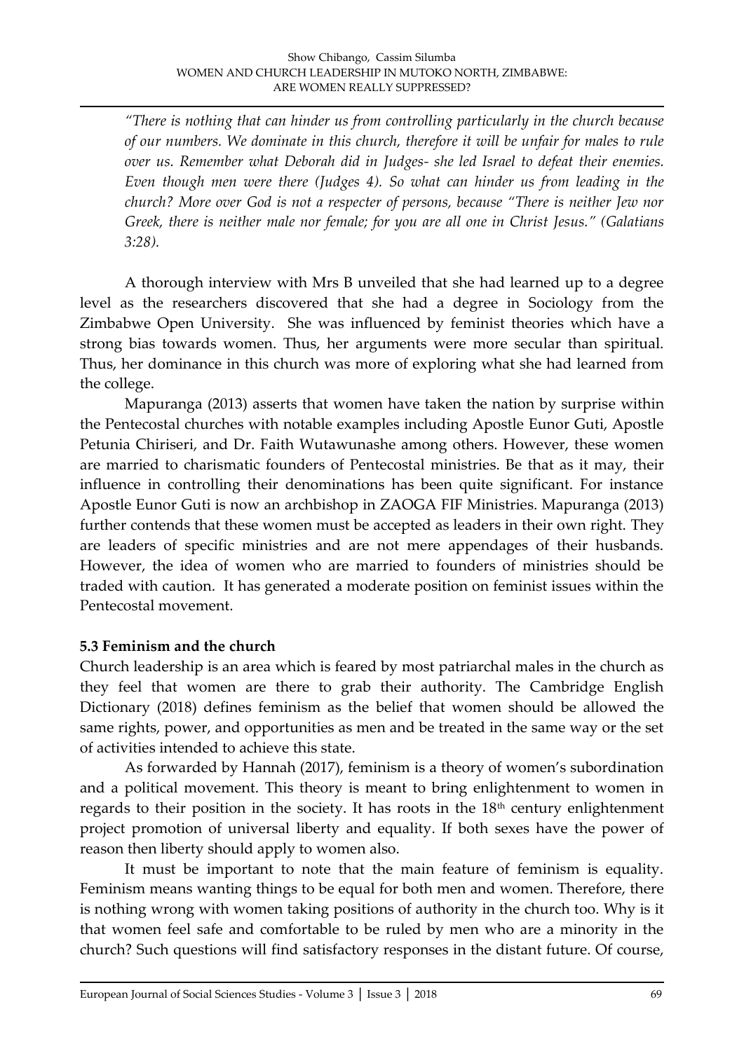*"There is nothing that can hinder us from controlling particularly in the church because of our numbers. We dominate in this church, therefore it will be unfair for males to rule over us. Remember what Deborah did in Judges- she led Israel to defeat their enemies. Even though men were there (Judges 4). So what can hinder us from leading in the church? More over God is not a respecter of persons, because "There is neither Jew nor Greek, there is neither male nor female; for you are all one in Christ Jesus." (Galatians 3:28).*

A thorough interview with Mrs B unveiled that she had learned up to a degree level as the researchers discovered that she had a degree in Sociology from the Zimbabwe Open University. She was influenced by feminist theories which have a strong bias towards women. Thus, her arguments were more secular than spiritual. Thus, her dominance in this church was more of exploring what she had learned from the college.

Mapuranga (2013) asserts that women have taken the nation by surprise within the Pentecostal churches with notable examples including Apostle Eunor Guti, Apostle Petunia Chiriseri, and Dr. Faith Wutawunashe among others. However, these women are married to charismatic founders of Pentecostal ministries. Be that as it may, their influence in controlling their denominations has been quite significant. For instance Apostle Eunor Guti is now an archbishop in ZAOGA FIF Ministries. Mapuranga (2013) further contends that these women must be accepted as leaders in their own right. They are leaders of specific ministries and are not mere appendages of their husbands. However, the idea of women who are married to founders of ministries should be traded with caution. It has generated a moderate position on feminist issues within the Pentecostal movement.

**5.3 Feminism and the church**

Church leadership is an area which is feared by most patriarchal males in the church as they feel that women are there to grab their authority. The Cambridge English Dictionary (2018) defines feminism as the belief that women should be allowed the same rights, power, and opportunities as men and be treated in the same way or the set of activities intended to achieve this state.

As forwarded by Hannah (2017), feminism is a theory of women's subordination and a political movement. This theory is meant to bring enlightenment to women in regards to their position in the society. It has roots in the 18th century enlightenment project promotion of universal liberty and equality. If both sexes have the power of reason then liberty should apply to women also.

It must be important to note that the main feature of feminism is equality. Feminism means wanting things to be equal for both men and women. Therefore, there is nothing wrong with women taking positions of authority in the church too. Why is it that women feel safe and comfortable to be ruled by men who are a minority in the church? Such questions will find satisfactory responses in the distant future. Of course,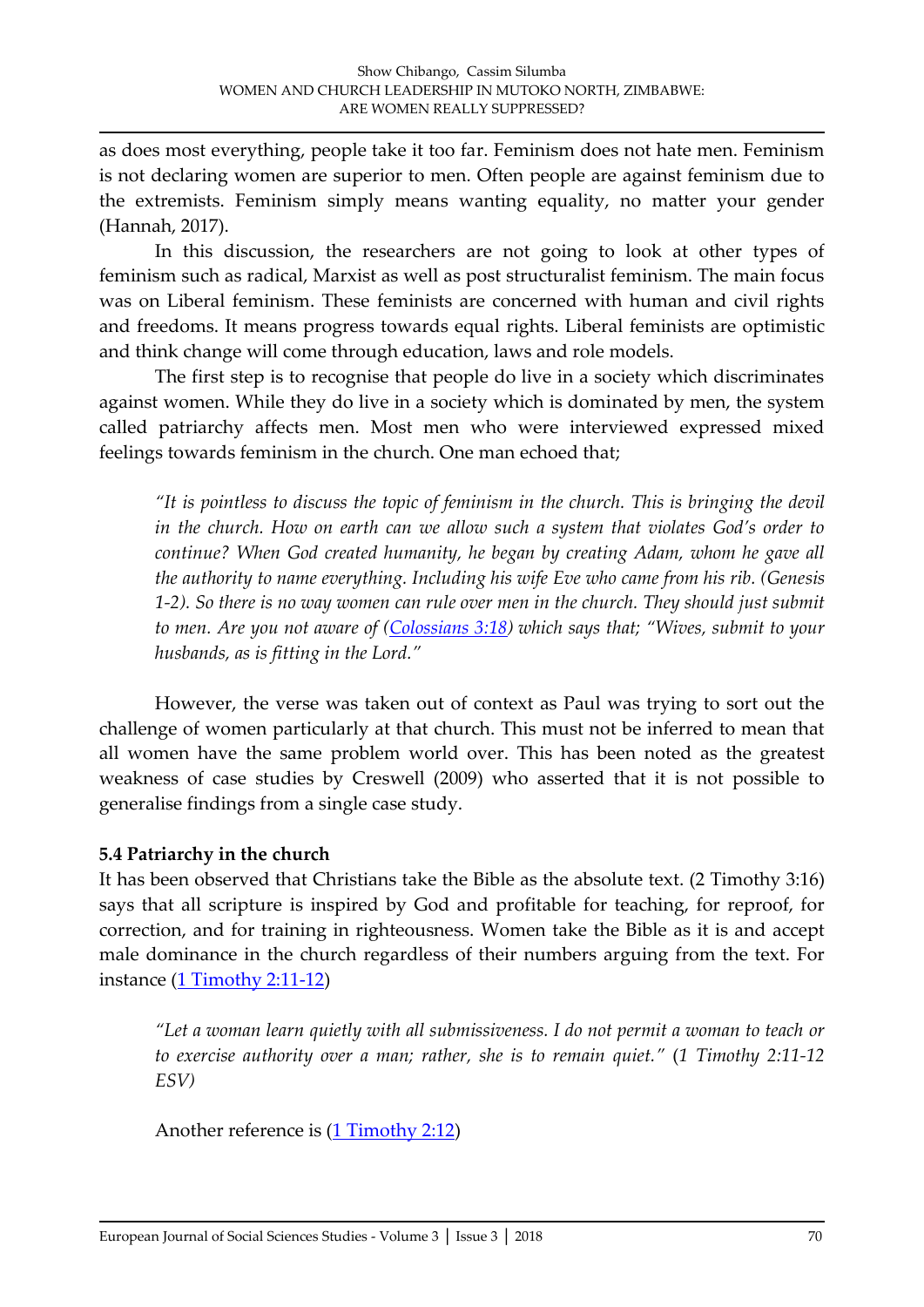as does most everything, people take it too far. Feminism does not hate men. Feminism is not declaring women are superior to men. Often people are against feminism due to the extremists. Feminism simply means wanting equality, no matter your gender (Hannah, 2017).

In this discussion, the researchers are not going to look at other types of feminism such as radical, Marxist as well as post structuralist feminism. The main focus was on Liberal feminism. These feminists are concerned with human and civil rights and freedoms. It means progress towards equal rights. Liberal feminists are optimistic and think change will come through education, laws and role models.

The first step is to recognise that people do live in a society which discriminates against women. While they do live in a society which is dominated by men, the system called patriarchy affects men. Most men who were interviewed expressed mixed feelings towards feminism in the church. One man echoed that;

> *"It is pointless to discuss the topic of feminism in the church. This is bringing the devil in the church. How on earth can we allow such a system that violates God's order to continue? When God created humanity, he began by creating Adam, whom he gave all the authority to name everything. Including his wife Eve who came from his rib. (Genesis 1-2). So there is no way women can rule over men in the church. They should just submit to men. Are you not aware of (Colossians 3:18) which says that; "Wives, submit to your husbands, as is fitting in the Lord."*

However, the verse was taken out of context as Paul was trying to sort out the challenge of women particularly at that church. This must not be inferred to mean that all women have the same problem world over. This has been noted as the greatest weakness of case studies by Creswell (2009) who asserted that it is not possible to generalise findings from a single case study.

### 5.4 Patriarchy in the church

It has been observed that Christians take the Bible as the absolute text. (2 Timothy 3:16) says that all scripture is inspired by God and profitable for teaching, for reproof, for correction, and for training in righteousness. Women take the Bible as it is and accept male dominance in the church regardless of their numbers arguing from the text. For instance (1 Timothy 2:11-12)

> *"Let a woman learn quietly with all submissiveness. I do not permit a woman to teach or to exercise authority over a man; rather, she is to remain quiet."* (*1 Timothy 2:11-12 ESV)*

Another reference is (1 Timothy 2:12)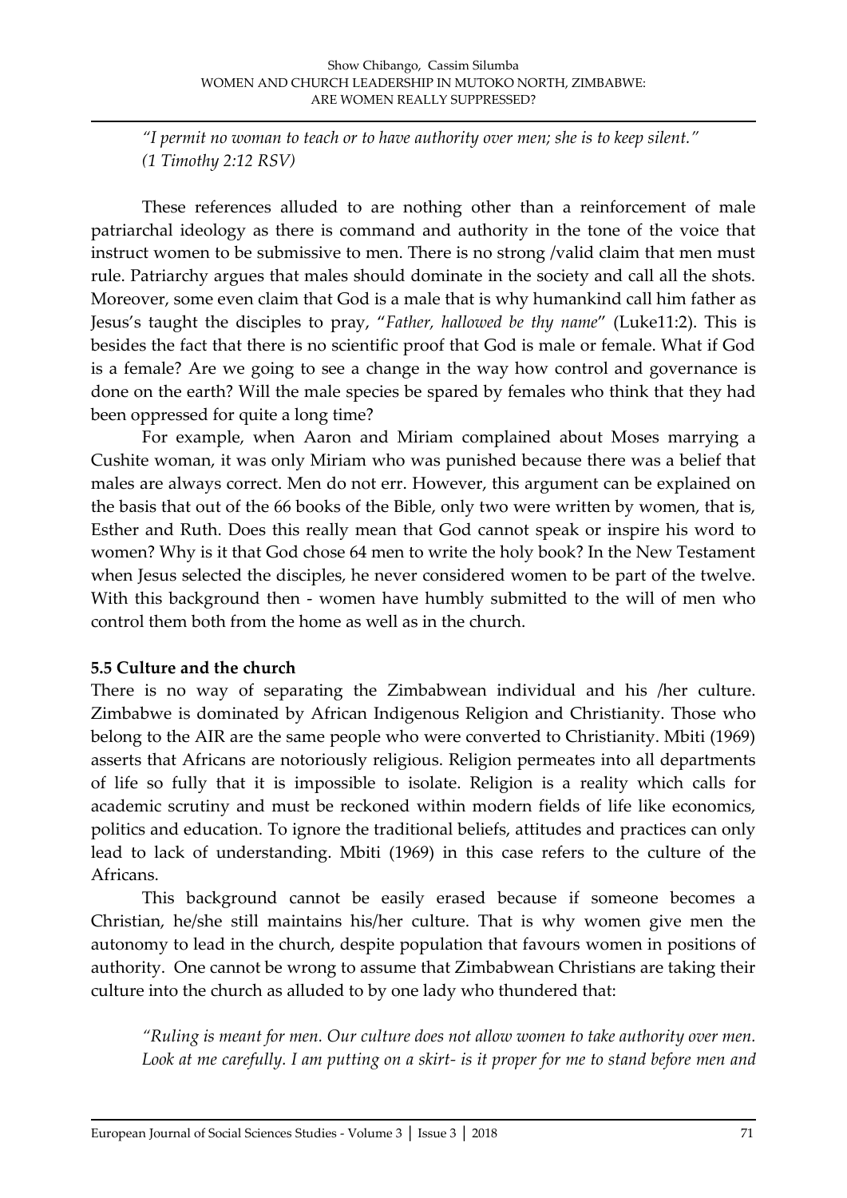*"I permit no woman to teach or to have authority over men; she is to keep silent." (1 Timothy 2:12 RSV)*

These references alluded to are nothing other than a reinforcement of male patriarchal ideology as there is command and authority in the tone of the voice that instruct women to be submissive to men. There is no strong /valid claim that men must rule. Patriarchy argues that males should dominate in the society and call all the shots. Moreover, some even claim that God is a male that is why humankind call him father as Jesus's taught the disciples to pray, "*Father, hallowed be thy name*" (Luke11:2). This is besides the fact that there is no scientific proof that God is male or female. What if God is a female? Are we going to see a change in the way how control and governance is done on the earth? Will the male species be spared by females who think that they had been oppressed for quite a long time?

For example, when Aaron and Miriam complained about Moses marrying a Cushite woman, it was only Miriam who was punished because there was a belief that males are always correct. Men do not err. However, this argument can be explained on the basis that out of the 66 books of the Bible, only two were written by women, that is, Esther and Ruth. Does this really mean that God cannot speak or inspire his word to women? Why is it that God chose 64 men to write the holy book? In the New Testament when Jesus selected the disciples, he never considered women to be part of the twelve. With this background then - women have humbly submitted to the will of men who control them both from the home as well as in the church.

### 5.5 Culture and the church

There is no way of separating the Zimbabwean individual and his /her culture. Zimbabwe is dominated by African Indigenous Religion and Christianity. Those who belong to the AIR are the same people who were converted to Christianity. Mbiti (1969) asserts that Africans are notoriously religious. Religion permeates into all departments of life so fully that it is impossible to isolate. Religion is a reality which calls for academic scrutiny and must be reckoned within modern fields of life like economics, politics and education. To ignore the traditional beliefs, attitudes and practices can only lead to lack of understanding. Mbiti (1969) in this case refers to the culture of the Africans.

This background cannot be easily erased because if someone becomes a Christian, he/she still maintains his/her culture. That is why women give men the autonomy to lead in the church, despite population that favours women in positions of authority. One cannot be wrong to assume that Zimbabwean Christians are taking their culture into the church as alluded to by one lady who thundered that:

*"Ruling is meant for men. Our culture does not allow women to take authority over men. Look at me carefully. I am putting on a skirt- is it proper for me to stand before men and*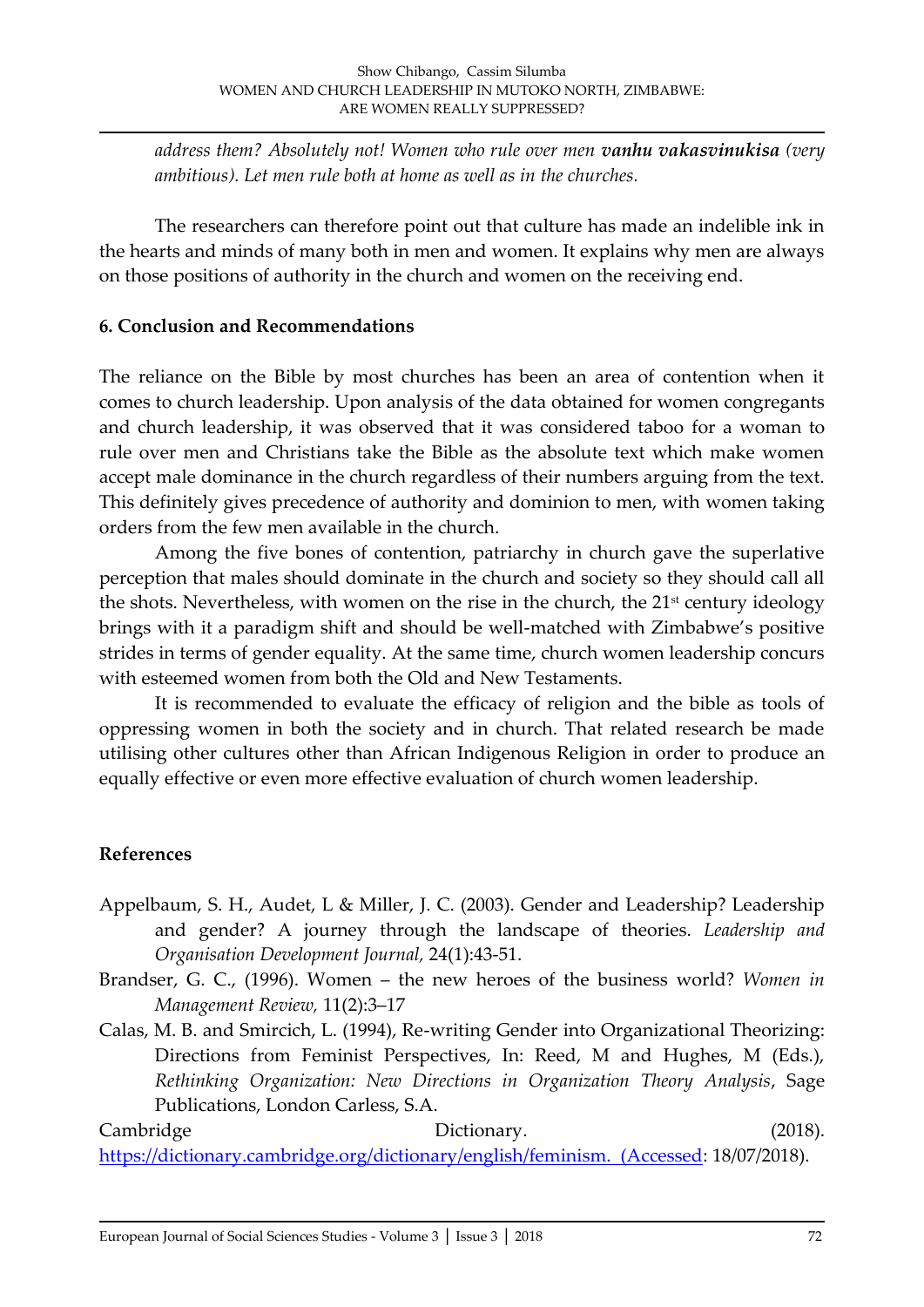*address them? Absolutely not! Women who rule over men **vanhu vakasvinukisa** (very ambitious). Let men rule both at home as well as in the churches.*

The researchers can therefore point out that culture has made an indelible ink in the hearts and minds of many both in men and women. It explains why men are always on those positions of authority in the church and women on the receiving end.

## 6. Conclusion and Recommendations

The reliance on the Bible by most churches has been an area of contention when it comes to church leadership. Upon analysis of the data obtained for women congregants and church leadership, it was observed that it was considered taboo for a woman to rule over men and Christians take the Bible as the absolute text which make women accept male dominance in the church regardless of their numbers arguing from the text. This definitely gives precedence of authority and dominion to men, with women taking orders from the few men available in the church.

Among the five bones of contention, patriarchy in church gave the superlative perception that males should dominate in the church and society so they should call all the shots. Nevertheless, with women on the rise in the church, the 21st century ideology brings with it a paradigm shift and should be well-matched with Zimbabwe's positive strides in terms of gender equality. At the same time, church women leadership concurs with esteemed women from both the Old and New Testaments.

It is recommended to evaluate the efficacy of religion and the bible as tools of oppressing women in both the society and in church. That related research be made utilising other cultures other than African Indigenous Religion in order to produce an equally effective or even more effective evaluation of church women leadership.

## References

Appelbaum, S. H., Audet, L & Miller, J. C. (2003). Gender and Leadership? Leadership and gender? A journey through the landscape of theories. *Leadership and Organisation Development Journal,* 24(1):43-51.

Brandser, G. C., (1996). Women – the new heroes of the business world? *Women in Management Review,* 11(2):3–17

Calas, M. B. and Smircich, L. (1994), Re-writing Gender into Organizational Theorizing: Directions from Feminist Perspectives, In: Reed, M and Hughes, M (Eds.), *Rethinking Organization: New Directions in Organization Theory Analysis*, Sage Publications, London Carless, S.A.

Cambridge Dictionary. (2018). https://dictionary.cambridge.org/dictionary/english/feminism. (Accessed: 18/07/2018).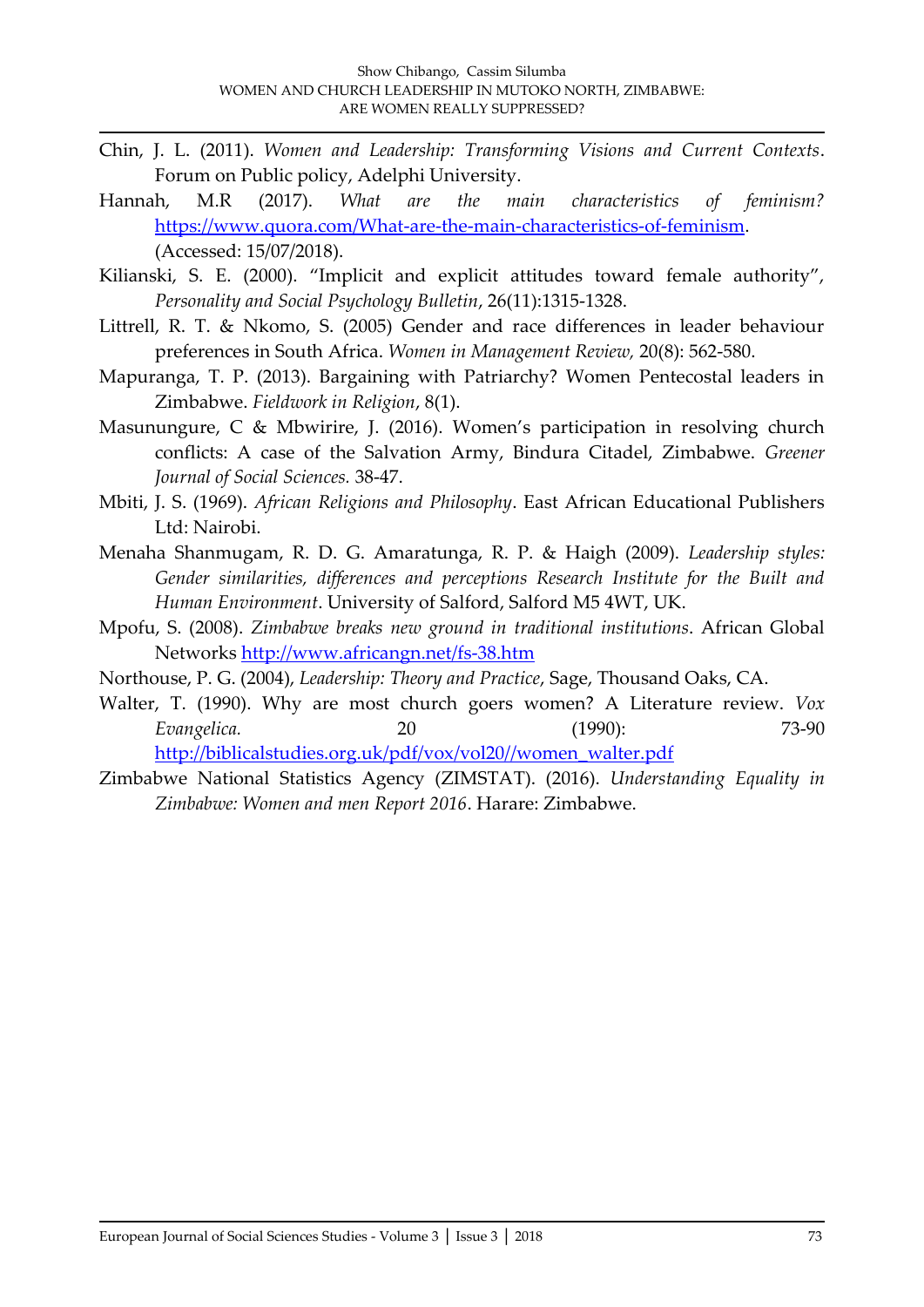Chin, J. L. (2011). *Women and Leadership: Transforming Visions and Current Contexts*. Forum on Public policy, Adelphi University.

Hannah, M.R (2017). *What are the main characteristics of feminism?* https://www.quora.com/What-are-the-main-characteristics-of-feminism. (Accessed: 15/07/2018).

Kilianski, S. E. (2000). "Implicit and explicit attitudes toward female authority", *Personality and Social Psychology Bulletin*, 26(11):1315-1328.

Littrell, R. T. & Nkomo, S. (2005) Gender and race differences in leader behaviour preferences in South Africa. *Women in Management Review,* 20(8): 562-580.

Mapuranga, T. P. (2013). Bargaining with Patriarchy? Women Pentecostal leaders in Zimbabwe. *Fieldwork in Religion*, 8(1).

Masunungure, C & Mbwirire, J. (2016). Women's participation in resolving church conflicts: A case of the Salvation Army, Bindura Citadel, Zimbabwe. *Greener Journal of Social Sciences.* 38-47.

Mbiti, J. S. (1969). *African Religions and Philosophy*. East African Educational Publishers Ltd: Nairobi.

Menaha Shanmugam, R. D. G. Amaratunga, R. P. & Haigh (2009). *Leadership styles: Gender similarities, differences and perceptions Research Institute for the Built and Human Environment*. University of Salford, Salford M5 4WT, UK.

Mpofu, S. (2008). *Zimbabwe breaks new ground in traditional institutions*. African Global Networks http://www.africangn.net/fs-38.htm

Northouse, P. G. (2004), *Leadership: Theory and Practice*, Sage, Thousand Oaks, CA.

Walter, T. (1990). Why are most church goers women? A Literature review. *Vox Evangelica.* 20 (1990): 73-90 http://biblicalstudies.org.uk/pdf/vox/vol20//women_walter.pdf

Zimbabwe National Statistics Agency (ZIMSTAT). (2016). *Understanding Equality in Zimbabwe: Women and men Report 2016*. Harare: Zimbabwe.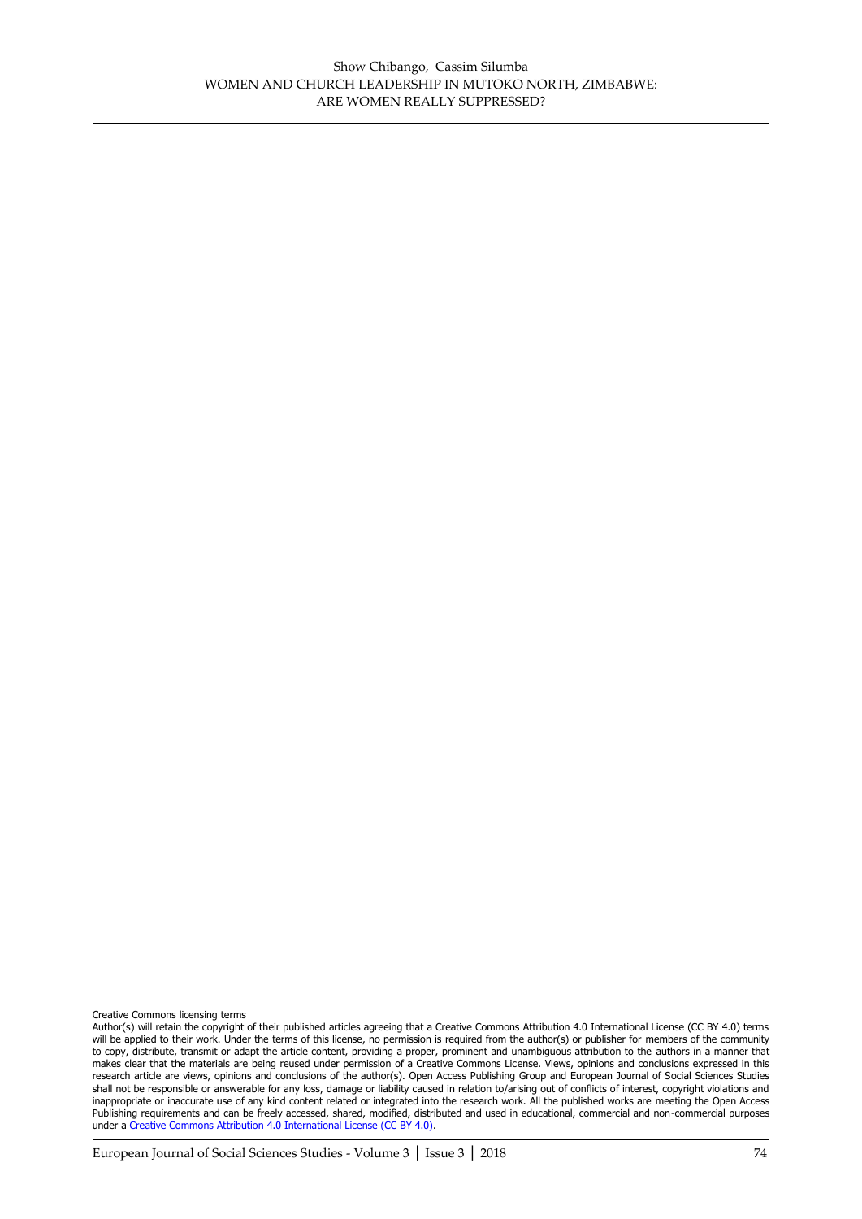Creative Commons licensing terms

Author(s) will retain the copyright of their published articles agreeing that a Creative Commons Attribution 4.0 International License (CC BY 4.0) terms will be applied to their work. Under the terms of this license, no permission is required from the author(s) or publisher for members of the community to copy, distribute, transmit or adapt the article content, providing a proper, prominent and unambiguous attribution to the authors in a manner that makes clear that the materials are being reused under permission of a Creative Commons License. Views, opinions and conclusions expressed in this research article are views, opinions and conclusions of the author(s). Open Access Publishing Group and European Journal of Social Sciences Studies shall not be responsible or answerable for any loss, damage or liability caused in relation to/arising out of conflicts of interest, copyright violations and inappropriate or inaccurate use of any kind content related or integrated into the research work. All the published works are meeting the Open Access Publishing requirements and can be freely accessed, shared, modified, distributed and used in educational, commercial and non-commercial purposes under a Creative Commons Attribution 4.0 International License (CC BY 4.0).